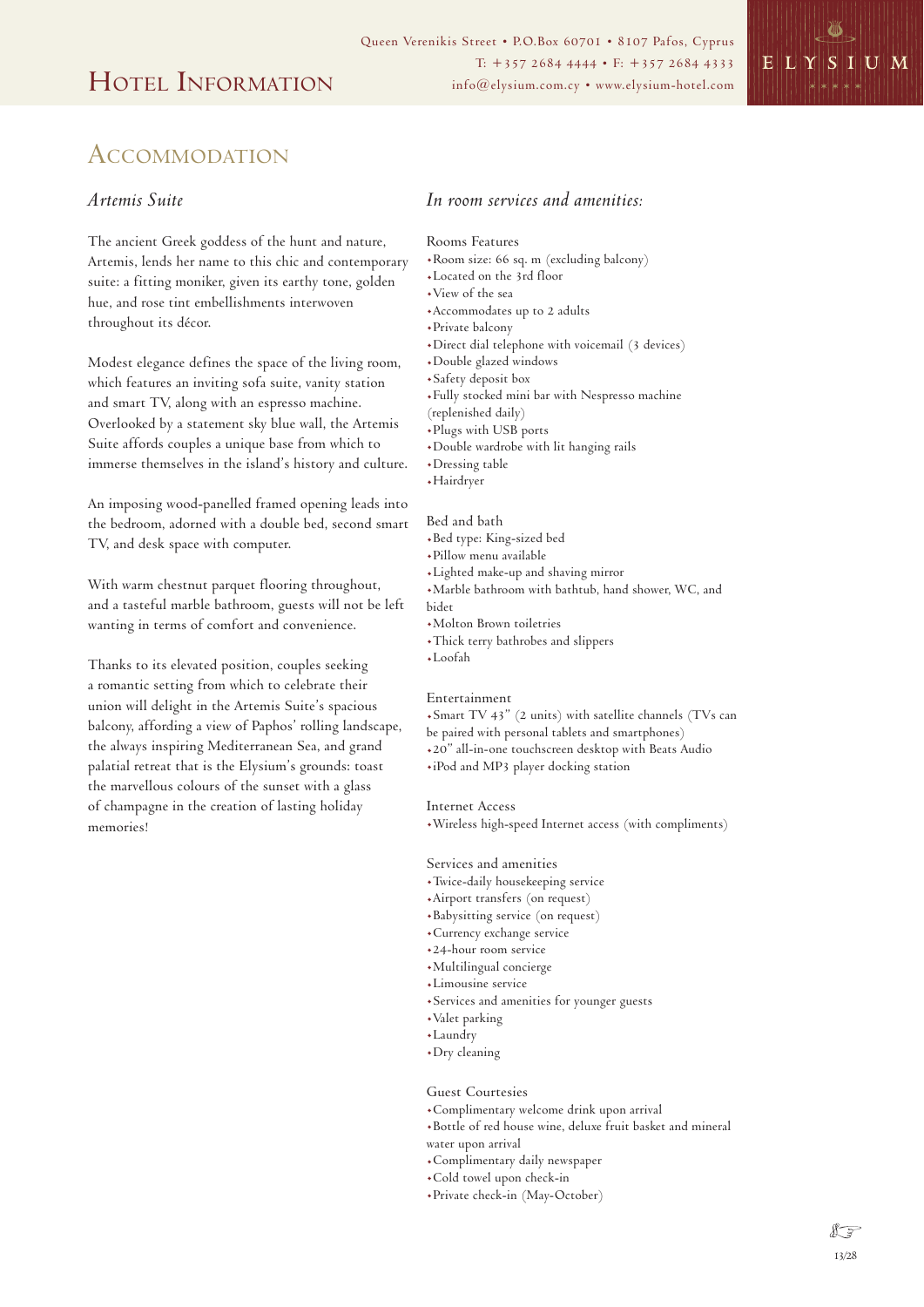# Hotel Information

Queen Verenikis Street • P.O.Box 60701 • 8107 Pafos, Cyprus
T: +357 2684 4444 • F: +357 2684 4333
info@elysium.com.cy • www.elysium-hotel.com

## Accommodation

### *Artemis Suite*

The ancient Greek goddess of the hunt and nature, Artemis, lends her name to this chic and contemporary suite: a fitting moniker, given its earthy tone, golden hue, and rose tint embellishments interwoven throughout its décor.

Modest elegance defines the space of the living room, which features an inviting sofa suite, vanity station and smart TV, along with an espresso machine. Overlooked by a statement sky blue wall, the Artemis Suite affords couples a unique base from which to immerse themselves in the island's history and culture.

An imposing wood-panelled framed opening leads into the bedroom, adorned with a double bed, second smart TV, and desk space with computer.

With warm chestnut parquet flooring throughout, and a tasteful marble bathroom, guests will not be left wanting in terms of comfort and convenience.

Thanks to its elevated position, couples seeking a romantic setting from which to celebrate their union will delight in the Artemis Suite's spacious balcony, affording a view of Paphos' rolling landscape, the always inspiring Mediterranean Sea, and grand palatial retreat that is the Elysium's grounds: toast the marvellous colours of the sunset with a glass of champagne in the creation of lasting holiday memories!

### *In room services and amenities:*

Rooms Features
- Room size: 66 sq. m (excluding balcony)
- Located on the 3rd floor
- View of the sea
- Accommodates up to 2 adults
- Private balcony
- Direct dial telephone with voicemail (3 devices)
- Double glazed windows
- Safety deposit box
- Fully stocked mini bar with Nespresso machine (replenished daily)
- Plugs with USB ports
- Double wardrobe with lit hanging rails
- Dressing table
- Hairdryer

Bed and bath
- Bed type: King-sized bed
- Pillow menu available
- Lighted make-up and shaving mirror
- Marble bathroom with bathtub, hand shower, WC, and bidet
- Molton Brown toiletries
- Thick terry bathrobes and slippers
- Loofah

Entertainment
- Smart TV 43" (2 units) with satellite channels (TVs can be paired with personal tablets and smartphones)
- 20" all-in-one touchscreen desktop with Beats Audio
- iPod and MP3 player docking station

Internet Access
- Wireless high-speed Internet access (with compliments)

Services and amenities
- Twice-daily housekeeping service
- Airport transfers (on request)
- Babysitting service (on request)
- Currency exchange service
- 24-hour room service
- Multilingual concierge
- Limousine service
- Services and amenities for younger guests
- Valet parking
- Laundry
- Dry cleaning

Guest Courtesies
- Complimentary welcome drink upon arrival
- Bottle of red house wine, deluxe fruit basket and mineral water upon arrival
- Complimentary daily newspaper
- Cold towel upon check-in
- Private check-in (May-October)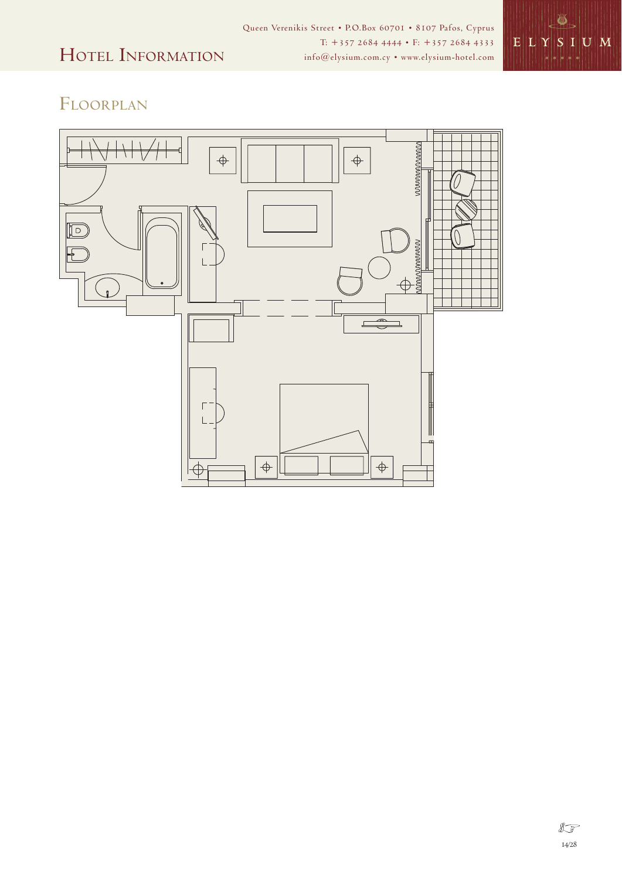# Hotel Information

Queen Verenikis Street • P.O.Box 60701 • 8107 Pafos, Cyprus
T: +357 2684 4444 • F: +357 2684 4333
info@elysium.com.cy • www.elysium-hotel.com

## Floorplan